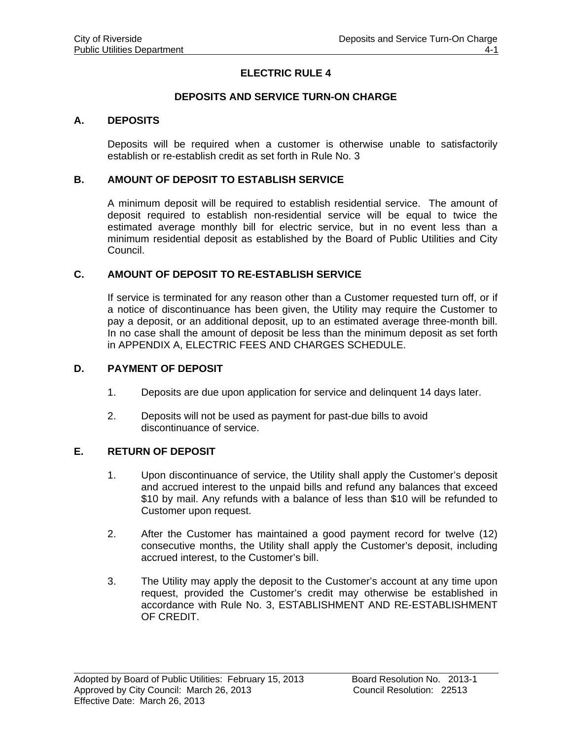# ELECTRIC RULE 4

## DEPOSITS AND SERVICE TURN-ON CHARGE

### A. DEPOSITS

Deposits will be required when a customer is otherwise unable to satisfactorily establish or re-establish credit as set forth in Rule No. 3

### B. AMOUNT OF DEPOSIT TO ESTABLISH SERVICE

A minimum deposit will be required to establish residential service. The amount of deposit required to establish non-residential service will be equal to twice the estimated average monthly bill for electric service, but in no event less than a minimum residential deposit as established by the Board of Public Utilities and City Council.

### C. AMOUNT OF DEPOSIT TO RE-ESTABLISH SERVICE

If service is terminated for any reason other than a Customer requested turn off, or if a notice of discontinuance has been given, the Utility may require the Customer to pay a deposit, or an additional deposit, up to an estimated average three-month bill. In no case shall the amount of deposit be less than the minimum deposit as set forth in APPENDIX A, ELECTRIC FEES AND CHARGES SCHEDULE.

### D. PAYMENT OF DEPOSIT

1. Deposits are due upon application for service and delinquent 14 days later.

2. Deposits will not be used as payment for past-due bills to avoid discontinuance of service.

### E. RETURN OF DEPOSIT

1. Upon discontinuance of service, the Utility shall apply the Customer's deposit and accrued interest to the unpaid bills and refund any balances that exceed $10 by mail. Any refunds with a balance of less than $10 will be refunded to Customer upon request.

2. After the Customer has maintained a good payment record for twelve (12) consecutive months, the Utility shall apply the Customer's deposit, including accrued interest, to the Customer's bill.

3. The Utility may apply the deposit to the Customer's account at any time upon request, provided the Customer's credit may otherwise be established in accordance with Rule No. 3, ESTABLISHMENT AND RE-ESTABLISHMENT OF CREDIT.

Adopted by Board of Public Utilities: February 15, 2013 — Board Resolution No. 2013-1
Approved by City Council: March 26, 2013 — Council Resolution: 22513
Effective Date: March 26, 2013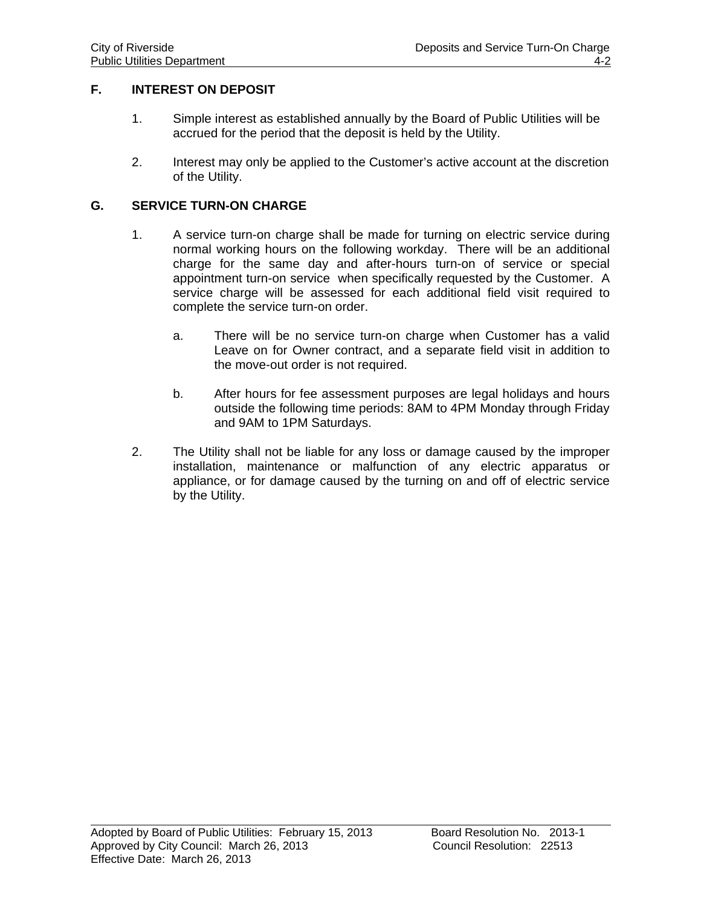## F. INTEREST ON DEPOSIT

1. Simple interest as established annually by the Board of Public Utilities will be accrued for the period that the deposit is held by the Utility.

2. Interest may only be applied to the Customer's active account at the discretion of the Utility.

## G. SERVICE TURN-ON CHARGE

1. A service turn-on charge shall be made for turning on electric service during normal working hours on the following workday. There will be an additional charge for the same day and after-hours turn-on of service or special appointment turn-on service when specifically requested by the Customer. A service charge will be assessed for each additional field visit required to complete the service turn-on order.

   a. There will be no service turn-on charge when Customer has a valid Leave on for Owner contract, and a separate field visit in addition to the move-out order is not required.

   b. After hours for fee assessment purposes are legal holidays and hours outside the following time periods: 8AM to 4PM Monday through Friday and 9AM to 1PM Saturdays.

2. The Utility shall not be liable for any loss or damage caused by the improper installation, maintenance or malfunction of any electric apparatus or appliance, or for damage caused by the turning on and off of electric service by the Utility.